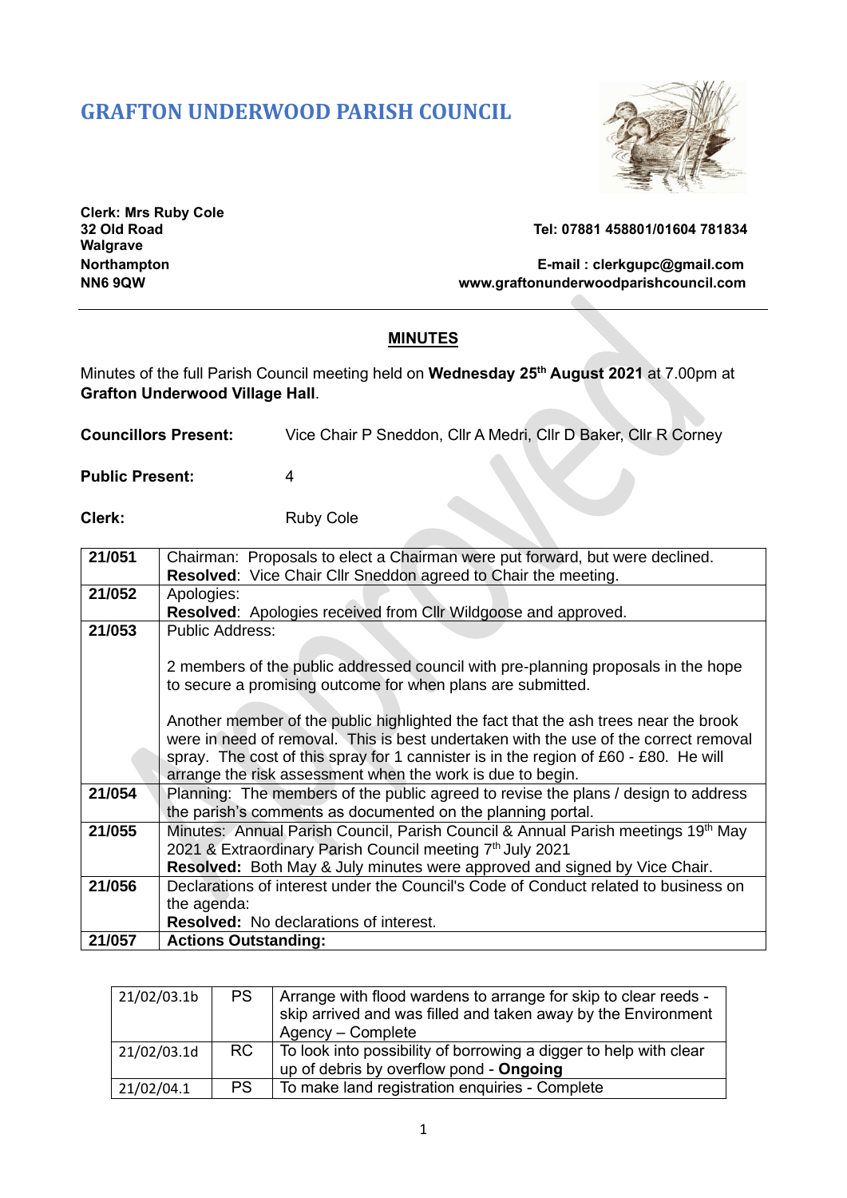# GRAFTON UNDERWOOD PARISH COUNCIL

**Clerk: Mrs Ruby Cole**
**32 Old Road**
**Walgrave**
**Northampton**
**NN6 9QW**

**Tel: 07881 458801/01604 781834**

**E-mail : clerkgupc@gmail.com**
**www.graftonunderwoodparishcouncil.com**

## MINUTES

Minutes of the full Parish Council meeting held on **Wednesday 25th August 2021** at 7.00pm at **Grafton Underwood Village Hall**.

**Councillors Present:** Vice Chair P Sneddon, Cllr A Medri, Cllr D Baker, Cllr R Corney

**Public Present:** 4

**Clerk:** Ruby Cole

| | |
|---|---|
| **21/051** | Chairman: Proposals to elect a Chairman were put forward, but were declined.<br>**Resolved**: Vice Chair Cllr Sneddon agreed to Chair the meeting. |
| **21/052** | Apologies:<br>**Resolved**: Apologies received from Cllr Wildgoose and approved. |
| **21/053** | Public Address:<br><br>2 members of the public addressed council with pre-planning proposals in the hope to secure a promising outcome for when plans are submitted.<br><br>Another member of the public highlighted the fact that the ash trees near the brook were in need of removal. This is best undertaken with the use of the correct removal spray. The cost of this spray for 1 cannister is in the region of £60 - £80. He will arrange the risk assessment when the work is due to begin. |
| **21/054** | Planning: The members of the public agreed to revise the plans / design to address the parish's comments as documented on the planning portal. |
| **21/055** | Minutes: Annual Parish Council, Parish Council & Annual Parish meetings 19th May 2021 & Extraordinary Parish Council meeting 7th July 2021<br>**Resolved:** Both May & July minutes were approved and signed by Vice Chair. |
| **21/056** | Declarations of interest under the Council's Code of Conduct related to business on the agenda:<br>**Resolved:** No declarations of interest. |
| **21/057** | **Actions Outstanding:** |

| | | |
|---|---|---|
| 21/02/03.1b | PS | Arrange with flood wardens to arrange for skip to clear reeds - skip arrived and was filled and taken away by the Environment Agency – Complete |
| 21/02/03.1d | RC | To look into possibility of borrowing a digger to help with clear up of debris by overflow pond - **Ongoing** |
| 21/02/04.1 | PS | To make land registration enquiries - Complete |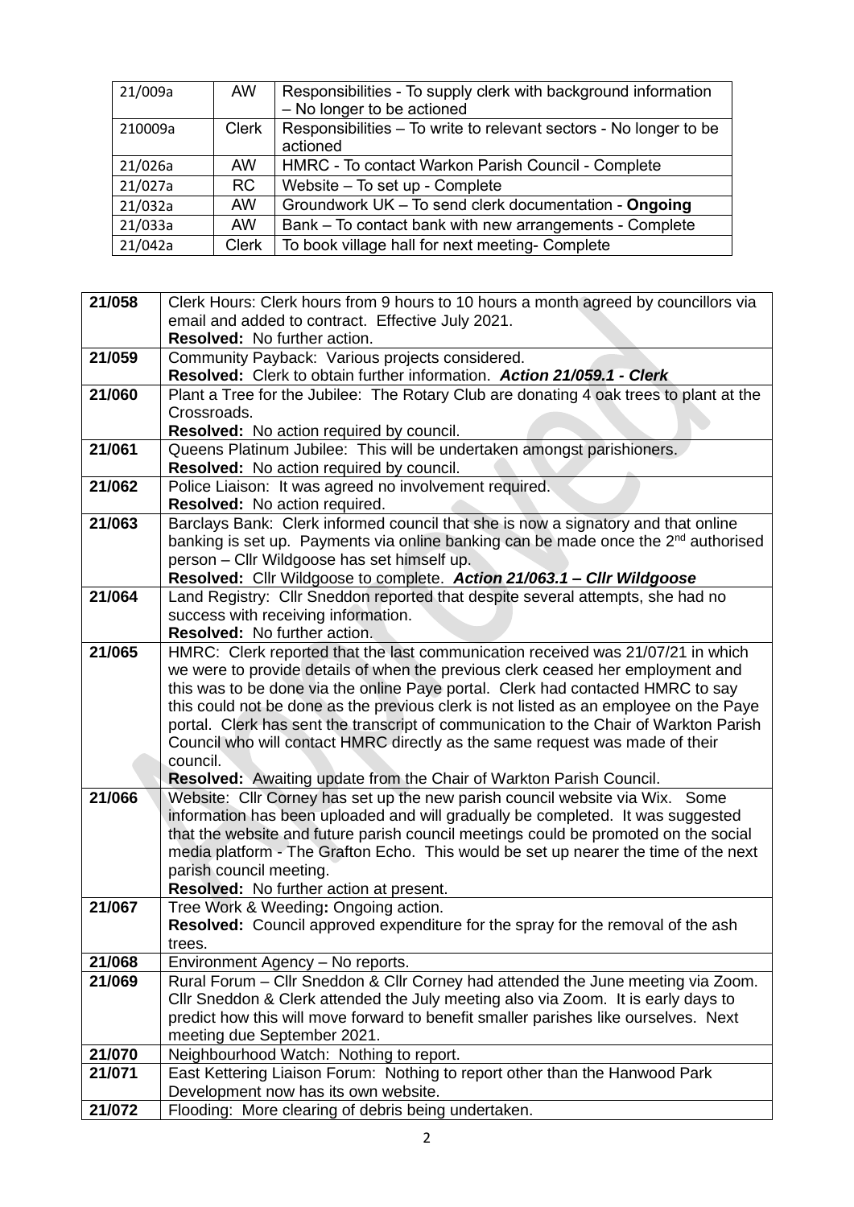| | | |
|---|---|---|
| 21/009a | AW | Responsibilities - To supply clerk with background information – No longer to be actioned |
| 210009a | Clerk | Responsibilities – To write to relevant sectors - No longer to be actioned |
| 21/026a | AW | HMRC - To contact Warkon Parish Council - Complete |
| 21/027a | RC | Website – To set up - Complete |
| 21/032a | AW | Groundwork UK – To send clerk documentation - **Ongoing** |
| 21/033a | AW | Bank – To contact bank with new arrangements - Complete |
| 21/042a | Clerk | To book village hall for next meeting- Complete |

| | |
|---|---|
| **21/058** | Clerk Hours: Clerk hours from 9 hours to 10 hours a month agreed by councillors via email and added to contract. Effective July 2021.<br>**Resolved:** No further action. |
| **21/059** | Community Payback: Various projects considered.<br>**Resolved:** Clerk to obtain further information. ***Action 21/059.1 - Clerk*** |
| **21/060** | Plant a Tree for the Jubilee: The Rotary Club are donating 4 oak trees to plant at the Crossroads.<br>**Resolved:** No action required by council. |
| **21/061** | Queens Platinum Jubilee: This will be undertaken amongst parishioners.<br>**Resolved:** No action required by council. |
| **21/062** | Police Liaison: It was agreed no involvement required.<br>**Resolved:** No action required. |
| **21/063** | Barclays Bank: Clerk informed council that she is now a signatory and that online banking is set up. Payments via online banking can be made once the 2nd authorised person – Cllr Wildgoose has set himself up.<br>**Resolved:** Cllr Wildgoose to complete. ***Action 21/063.1 – Cllr Wildgoose*** |
| **21/064** | Land Registry: Cllr Sneddon reported that despite several attempts, she had no success with receiving information.<br>**Resolved:** No further action. |
| **21/065** | HMRC: Clerk reported that the last communication received was 21/07/21 in which we were to provide details of when the previous clerk ceased her employment and this was to be done via the online Paye portal. Clerk had contacted HMRC to say this could not be done as the previous clerk is not listed as an employee on the Paye portal. Clerk has sent the transcript of communication to the Chair of Warkton Parish Council who will contact HMRC directly as the same request was made of their council.<br>**Resolved:** Awaiting update from the Chair of Warkton Parish Council. |
| **21/066** | Website: Cllr Corney has set up the new parish council website via Wix. Some information has been uploaded and will gradually be completed. It was suggested that the website and future parish council meetings could be promoted on the social media platform - The Grafton Echo. This would be set up nearer the time of the next parish council meeting.<br>**Resolved:** No further action at present. |
| **21/067** | Tree Work & Weeding**:** Ongoing action.<br>**Resolved:** Council approved expenditure for the spray for the removal of the ash trees. |
| **21/068** | Environment Agency – No reports. |
| **21/069** | Rural Forum – Cllr Sneddon & Cllr Corney had attended the June meeting via Zoom. Cllr Sneddon & Clerk attended the July meeting also via Zoom. It is early days to predict how this will move forward to benefit smaller parishes like ourselves. Next meeting due September 2021. |
| **21/070** | Neighbourhood Watch: Nothing to report. |
| **21/071** | East Kettering Liaison Forum: Nothing to report other than the Hanwood Park Development now has its own website. |
| **21/072** | Flooding: More clearing of debris being undertaken. |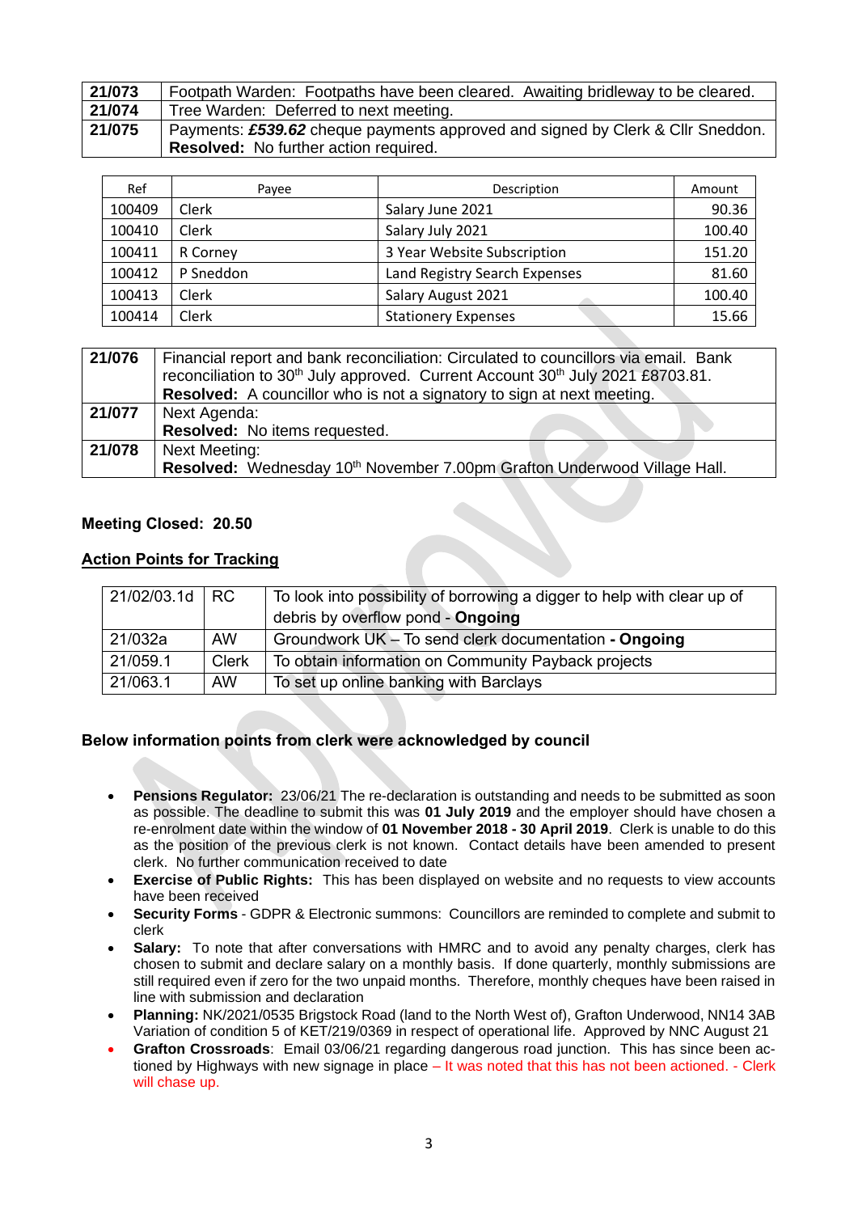| | |
|---|---|
| **21/073** | Footpath Warden: Footpaths have been cleared. Awaiting bridleway to be cleared. |
| **21/074** | Tree Warden: Deferred to next meeting. |
| **21/075** | Payments: ***£539.62*** cheque payments approved and signed by Clerk & Cllr Sneddon. **Resolved:** No further action required. |

| Ref | Payee | Description | Amount |
|---|---|---|---|
| 100409 | Clerk | Salary June 2021 | 90.36 |
| 100410 | Clerk | Salary July 2021 | 100.40 |
| 100411 | R Corney | 3 Year Website Subscription | 151.20 |
| 100412 | P Sneddon | Land Registry Search Expenses | 81.60 |
| 100413 | Clerk | Salary August 2021 | 100.40 |
| 100414 | Clerk | Stationery Expenses | 15.66 |

| | |
|---|---|
| **21/076** | Financial report and bank reconciliation: Circulated to councillors via email. Bank reconciliation to 30th July approved. Current Account 30th July 2021 £8703.81. **Resolved:** A councillor who is not a signatory to sign at next meeting. |
| **21/077** | Next Agenda: **Resolved:** No items requested. |
| **21/078** | Next Meeting: **Resolved:** Wednesday 10th November 7.00pm Grafton Underwood Village Hall. |

**Meeting Closed: 20.50**

**Action Points for Tracking**

| | | |
|---|---|---|
| 21/02/03.1d | RC | To look into possibility of borrowing a digger to help with clear up of debris by overflow pond - **Ongoing** |
| 21/032a | AW | Groundwork UK – To send clerk documentation **- Ongoing** |
| 21/059.1 | Clerk | To obtain information on Community Payback projects |
| 21/063.1 | AW | To set up online banking with Barclays |

**Below information points from clerk were acknowledged by council**

- **Pensions Regulator:** 23/06/21 The re-declaration is outstanding and needs to be submitted as soon as possible. The deadline to submit this was **01 July 2019** and the employer should have chosen a re-enrolment date within the window of **01 November 2018 - 30 April 2019**. Clerk is unable to do this as the position of the previous clerk is not known. Contact details have been amended to present clerk. No further communication received to date
- **Exercise of Public Rights:** This has been displayed on website and no requests to view accounts have been received
- **Security Forms** - GDPR & Electronic summons: Councillors are reminded to complete and submit to clerk
- **Salary:** To note that after conversations with HMRC and to avoid any penalty charges, clerk has chosen to submit and declare salary on a monthly basis. If done quarterly, monthly submissions are still required even if zero for the two unpaid months. Therefore, monthly cheques have been raised in line with submission and declaration
- **Planning:** NK/2021/0535 Brigstock Road (land to the North West of), Grafton Underwood, NN14 3AB Variation of condition 5 of KET/219/0369 in respect of operational life. Approved by NNC August 21
- **Grafton Crossroads**: Email 03/06/21 regarding dangerous road junction. This has since been actioned by Highways with new signage in place – It was noted that this has not been actioned. - Clerk will chase up.